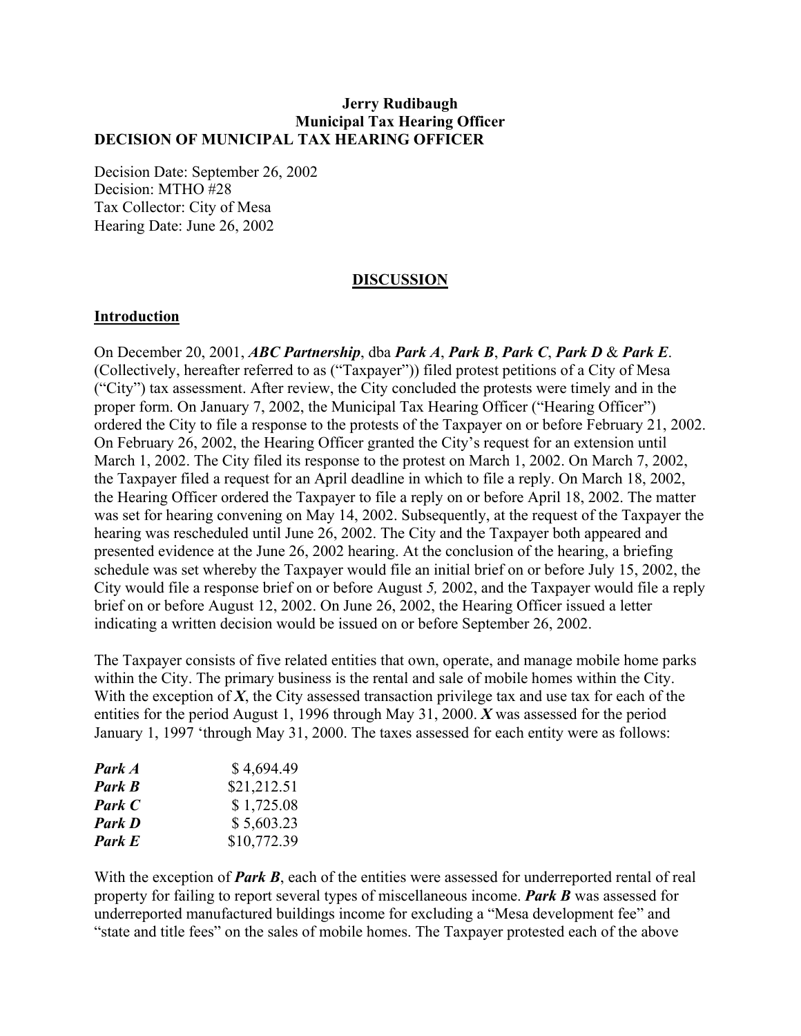**Jerry Rudibaugh**
**Municipal Tax Hearing Officer**
**DECISION OF MUNICIPAL TAX HEARING OFFICER**

Decision Date: September 26, 2002
Decision: MTHO #28
Tax Collector: City of Mesa
Hearing Date: June 26, 2002

## DISCUSSION

### Introduction

On December 20, 2001, ***ABC Partnership***, dba ***Park A***, ***Park B***, ***Park C***, ***Park D*** & ***Park E***. (Collectively, hereafter referred to as ("Taxpayer")) filed protest petitions of a City of Mesa ("City") tax assessment. After review, the City concluded the protests were timely and in the proper form. On January 7, 2002, the Municipal Tax Hearing Officer ("Hearing Officer") ordered the City to file a response to the protests of the Taxpayer on or before February 21, 2002. On February 26, 2002, the Hearing Officer granted the City's request for an extension until March 1, 2002. The City filed its response to the protest on March 1, 2002. On March 7, 2002, the Taxpayer filed a request for an April deadline in which to file a reply. On March 18, 2002, the Hearing Officer ordered the Taxpayer to file a reply on or before April 18, 2002. The matter was set for hearing convening on May 14, 2002. Subsequently, at the request of the Taxpayer the hearing was rescheduled until June 26, 2002. The City and the Taxpayer both appeared and presented evidence at the June 26, 2002 hearing. At the conclusion of the hearing, a briefing schedule was set whereby the Taxpayer would file an initial brief on or before July 15, 2002, the City would file a response brief on or before August *5,* 2002, and the Taxpayer would file a reply brief on or before August 12, 2002. On June 26, 2002, the Hearing Officer issued a letter indicating a written decision would be issued on or before September 26, 2002.

The Taxpayer consists of five related entities that own, operate, and manage mobile home parks within the City. The primary business is the rental and sale of mobile homes within the City. With the exception of ***X***, the City assessed transaction privilege tax and use tax for each of the entities for the period August 1, 1996 through May 31, 2000. ***X*** was assessed for the period January 1, 1997 'through May 31, 2000. The taxes assessed for each entity were as follows:

| | |
|---|---|
| ***Park A*** | $ 4,694.49 |
| ***Park B*** | $21,212.51 |
| ***Park C*** | $ 1,725.08 |
| ***Park D*** | $ 5,603.23 |
| ***Park E*** | $10,772.39 |

With the exception of ***Park B***, each of the entities were assessed for underreported rental of real property for failing to report several types of miscellaneous income. ***Park B*** was assessed for underreported manufactured buildings income for excluding a "Mesa development fee" and "state and title fees" on the sales of mobile homes. The Taxpayer protested each of the above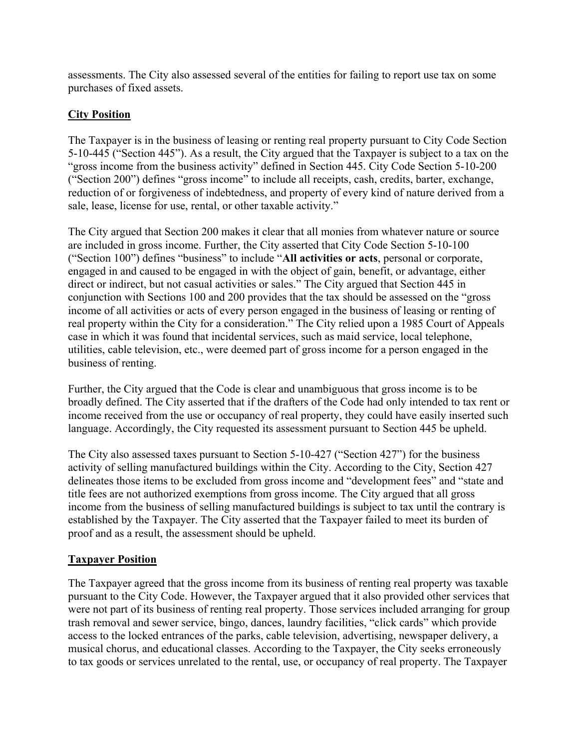assessments. The City also assessed several of the entities for failing to report use tax on some purchases of fixed assets.

## City Position

The Taxpayer is in the business of leasing or renting real property pursuant to City Code Section 5-10-445 ("Section 445"). As a result, the City argued that the Taxpayer is subject to a tax on the "gross income from the business activity" defined in Section 445. City Code Section 5-10-200 ("Section 200") defines "gross income" to include all receipts, cash, credits, barter, exchange, reduction of or forgiveness of indebtedness, and property of every kind of nature derived from a sale, lease, license for use, rental, or other taxable activity."

The City argued that Section 200 makes it clear that all monies from whatever nature or source are included in gross income. Further, the City asserted that City Code Section 5-10-100 ("Section 100") defines "business" to include "**All activities or acts**, personal or corporate, engaged in and caused to be engaged in with the object of gain, benefit, or advantage, either direct or indirect, but not casual activities or sales." The City argued that Section 445 in conjunction with Sections 100 and 200 provides that the tax should be assessed on the "gross income of all activities or acts of every person engaged in the business of leasing or renting of real property within the City for a consideration." The City relied upon a 1985 Court of Appeals case in which it was found that incidental services, such as maid service, local telephone, utilities, cable television, etc., were deemed part of gross income for a person engaged in the business of renting.

Further, the City argued that the Code is clear and unambiguous that gross income is to be broadly defined. The City asserted that if the drafters of the Code had only intended to tax rent or income received from the use or occupancy of real property, they could have easily inserted such language. Accordingly, the City requested its assessment pursuant to Section 445 be upheld.

The City also assessed taxes pursuant to Section 5-10-427 ("Section 427") for the business activity of selling manufactured buildings within the City. According to the City, Section 427 delineates those items to be excluded from gross income and "development fees" and "state and title fees are not authorized exemptions from gross income. The City argued that all gross income from the business of selling manufactured buildings is subject to tax until the contrary is established by the Taxpayer. The City asserted that the Taxpayer failed to meet its burden of proof and as a result, the assessment should be upheld.

## Taxpayer Position

The Taxpayer agreed that the gross income from its business of renting real property was taxable pursuant to the City Code. However, the Taxpayer argued that it also provided other services that were not part of its business of renting real property. Those services included arranging for group trash removal and sewer service, bingo, dances, laundry facilities, "click cards" which provide access to the locked entrances of the parks, cable television, advertising, newspaper delivery, a musical chorus, and educational classes. According to the Taxpayer, the City seeks erroneously to tax goods or services unrelated to the rental, use, or occupancy of real property. The Taxpayer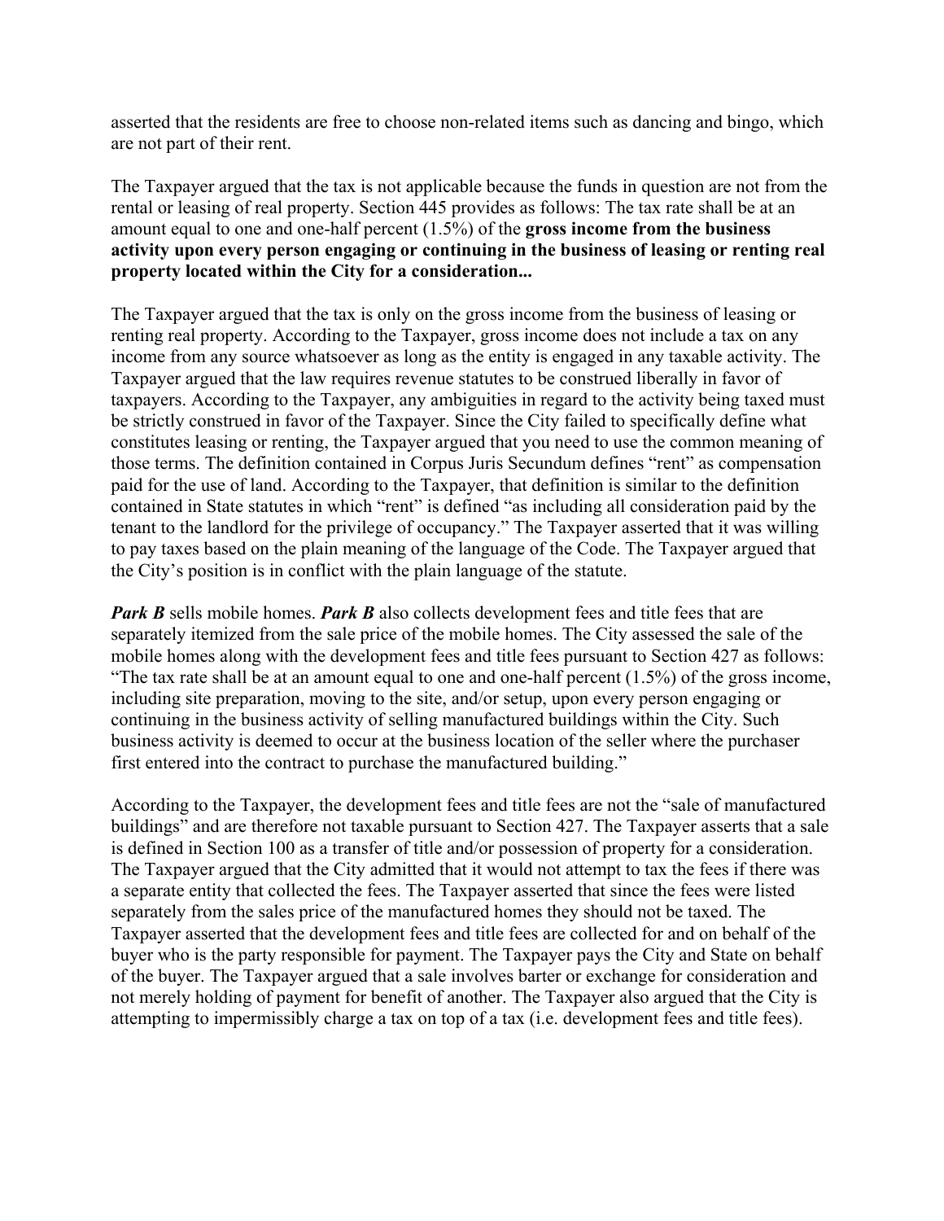asserted that the residents are free to choose non-related items such as dancing and bingo, which are not part of their rent.

The Taxpayer argued that the tax is not applicable because the funds in question are not from the rental or leasing of real property. Section 445 provides as follows: The tax rate shall be at an amount equal to one and one-half percent (1.5%) of the **gross income from the business activity upon every person engaging or continuing in the business of leasing or renting real property located within the City for a consideration...**

The Taxpayer argued that the tax is only on the gross income from the business of leasing or renting real property. According to the Taxpayer, gross income does not include a tax on any income from any source whatsoever as long as the entity is engaged in any taxable activity. The Taxpayer argued that the law requires revenue statutes to be construed liberally in favor of taxpayers. According to the Taxpayer, any ambiguities in regard to the activity being taxed must be strictly construed in favor of the Taxpayer. Since the City failed to specifically define what constitutes leasing or renting, the Taxpayer argued that you need to use the common meaning of those terms. The definition contained in Corpus Juris Secundum defines "rent" as compensation paid for the use of land. According to the Taxpayer, that definition is similar to the definition contained in State statutes in which "rent" is defined "as including all consideration paid by the tenant to the landlord for the privilege of occupancy." The Taxpayer asserted that it was willing to pay taxes based on the plain meaning of the language of the Code. The Taxpayer argued that the City's position is in conflict with the plain language of the statute.

***Park B*** sells mobile homes. ***Park B*** also collects development fees and title fees that are separately itemized from the sale price of the mobile homes. The City assessed the sale of the mobile homes along with the development fees and title fees pursuant to Section 427 as follows: "The tax rate shall be at an amount equal to one and one-half percent (1.5%) of the gross income, including site preparation, moving to the site, and/or setup, upon every person engaging or continuing in the business activity of selling manufactured buildings within the City. Such business activity is deemed to occur at the business location of the seller where the purchaser first entered into the contract to purchase the manufactured building."

According to the Taxpayer, the development fees and title fees are not the "sale of manufactured buildings" and are therefore not taxable pursuant to Section 427. The Taxpayer asserts that a sale is defined in Section 100 as a transfer of title and/or possession of property for a consideration. The Taxpayer argued that the City admitted that it would not attempt to tax the fees if there was a separate entity that collected the fees. The Taxpayer asserted that since the fees were listed separately from the sales price of the manufactured homes they should not be taxed. The Taxpayer asserted that the development fees and title fees are collected for and on behalf of the buyer who is the party responsible for payment. The Taxpayer pays the City and State on behalf of the buyer. The Taxpayer argued that a sale involves barter or exchange for consideration and not merely holding of payment for benefit of another. The Taxpayer also argued that the City is attempting to impermissibly charge a tax on top of a tax (i.e. development fees and title fees).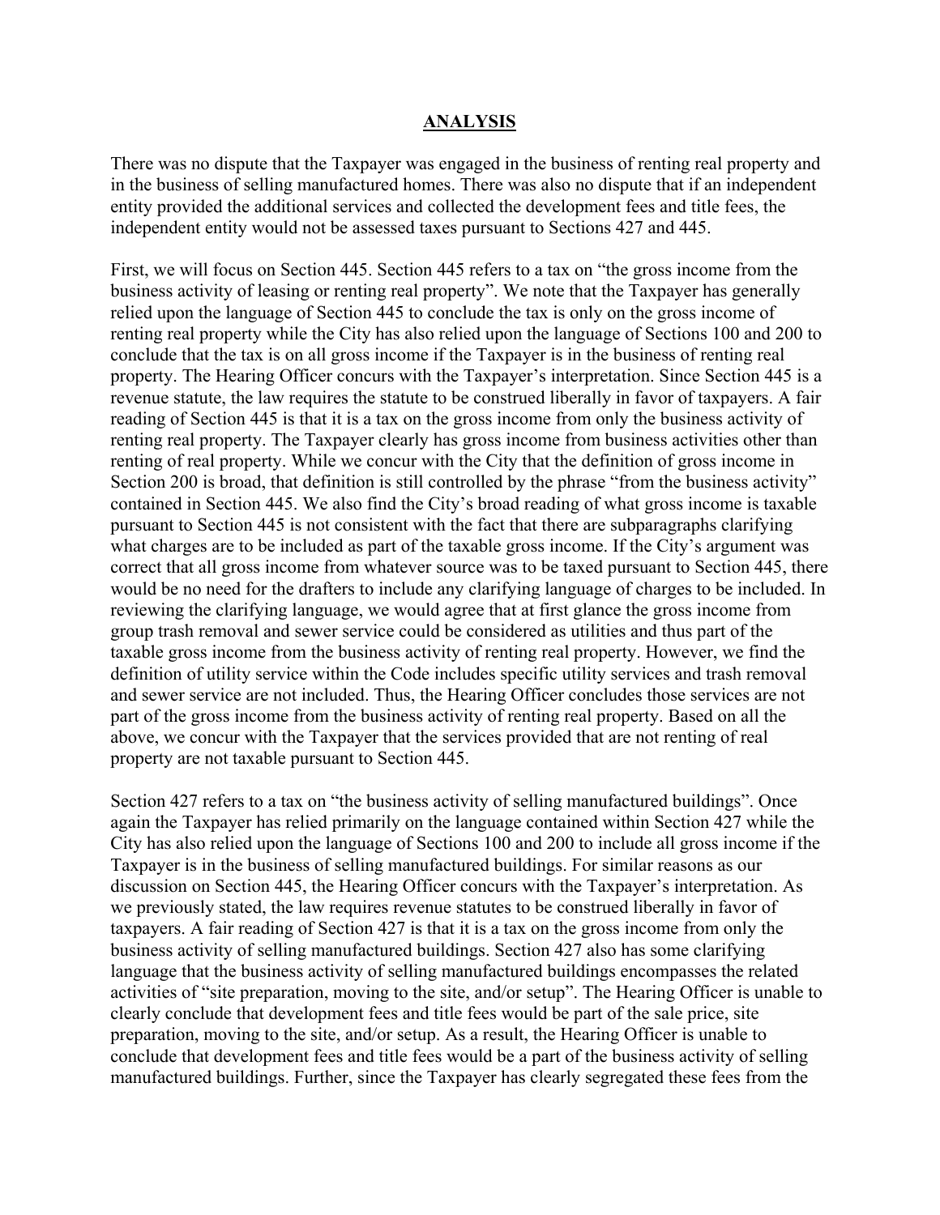## ANALYSIS

There was no dispute that the Taxpayer was engaged in the business of renting real property and in the business of selling manufactured homes. There was also no dispute that if an independent entity provided the additional services and collected the development fees and title fees, the independent entity would not be assessed taxes pursuant to Sections 427 and 445.

First, we will focus on Section 445. Section 445 refers to a tax on "the gross income from the business activity of leasing or renting real property". We note that the Taxpayer has generally relied upon the language of Section 445 to conclude the tax is only on the gross income of renting real property while the City has also relied upon the language of Sections 100 and 200 to conclude that the tax is on all gross income if the Taxpayer is in the business of renting real property. The Hearing Officer concurs with the Taxpayer's interpretation. Since Section 445 is a revenue statute, the law requires the statute to be construed liberally in favor of taxpayers. A fair reading of Section 445 is that it is a tax on the gross income from only the business activity of renting real property. The Taxpayer clearly has gross income from business activities other than renting of real property. While we concur with the City that the definition of gross income in Section 200 is broad, that definition is still controlled by the phrase "from the business activity" contained in Section 445. We also find the City's broad reading of what gross income is taxable pursuant to Section 445 is not consistent with the fact that there are subparagraphs clarifying what charges are to be included as part of the taxable gross income. If the City's argument was correct that all gross income from whatever source was to be taxed pursuant to Section 445, there would be no need for the drafters to include any clarifying language of charges to be included. In reviewing the clarifying language, we would agree that at first glance the gross income from group trash removal and sewer service could be considered as utilities and thus part of the taxable gross income from the business activity of renting real property. However, we find the definition of utility service within the Code includes specific utility services and trash removal and sewer service are not included. Thus, the Hearing Officer concludes those services are not part of the gross income from the business activity of renting real property. Based on all the above, we concur with the Taxpayer that the services provided that are not renting of real property are not taxable pursuant to Section 445.

Section 427 refers to a tax on "the business activity of selling manufactured buildings". Once again the Taxpayer has relied primarily on the language contained within Section 427 while the City has also relied upon the language of Sections 100 and 200 to include all gross income if the Taxpayer is in the business of selling manufactured buildings. For similar reasons as our discussion on Section 445, the Hearing Officer concurs with the Taxpayer's interpretation. As we previously stated, the law requires revenue statutes to be construed liberally in favor of taxpayers. A fair reading of Section 427 is that it is a tax on the gross income from only the business activity of selling manufactured buildings. Section 427 also has some clarifying language that the business activity of selling manufactured buildings encompasses the related activities of "site preparation, moving to the site, and/or setup". The Hearing Officer is unable to clearly conclude that development fees and title fees would be part of the sale price, site preparation, moving to the site, and/or setup. As a result, the Hearing Officer is unable to conclude that development fees and title fees would be a part of the business activity of selling manufactured buildings. Further, since the Taxpayer has clearly segregated these fees from the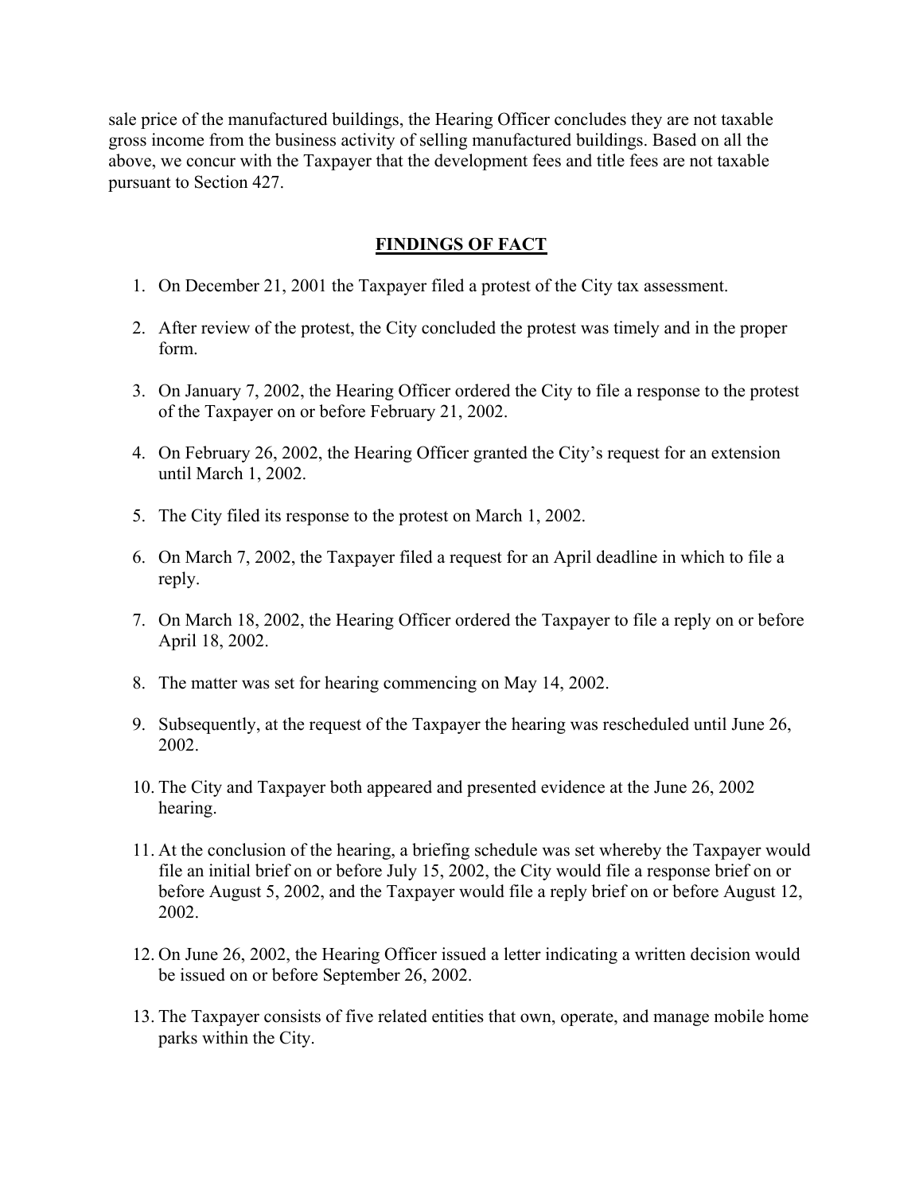sale price of the manufactured buildings, the Hearing Officer concludes they are not taxable gross income from the business activity of selling manufactured buildings. Based on all the above, we concur with the Taxpayer that the development fees and title fees are not taxable pursuant to Section 427.

## FINDINGS OF FACT

1. On December 21, 2001 the Taxpayer filed a protest of the City tax assessment.
2. After review of the protest, the City concluded the protest was timely and in the proper form.
3. On January 7, 2002, the Hearing Officer ordered the City to file a response to the protest of the Taxpayer on or before February 21, 2002.
4. On February 26, 2002, the Hearing Officer granted the City's request for an extension until March 1, 2002.
5. The City filed its response to the protest on March 1, 2002.
6. On March 7, 2002, the Taxpayer filed a request for an April deadline in which to file a reply.
7. On March 18, 2002, the Hearing Officer ordered the Taxpayer to file a reply on or before April 18, 2002.
8. The matter was set for hearing commencing on May 14, 2002.
9. Subsequently, at the request of the Taxpayer the hearing was rescheduled until June 26, 2002.
10. The City and Taxpayer both appeared and presented evidence at the June 26, 2002 hearing.
11. At the conclusion of the hearing, a briefing schedule was set whereby the Taxpayer would file an initial brief on or before July 15, 2002, the City would file a response brief on or before August 5, 2002, and the Taxpayer would file a reply brief on or before August 12, 2002.
12. On June 26, 2002, the Hearing Officer issued a letter indicating a written decision would be issued on or before September 26, 2002.
13. The Taxpayer consists of five related entities that own, operate, and manage mobile home parks within the City.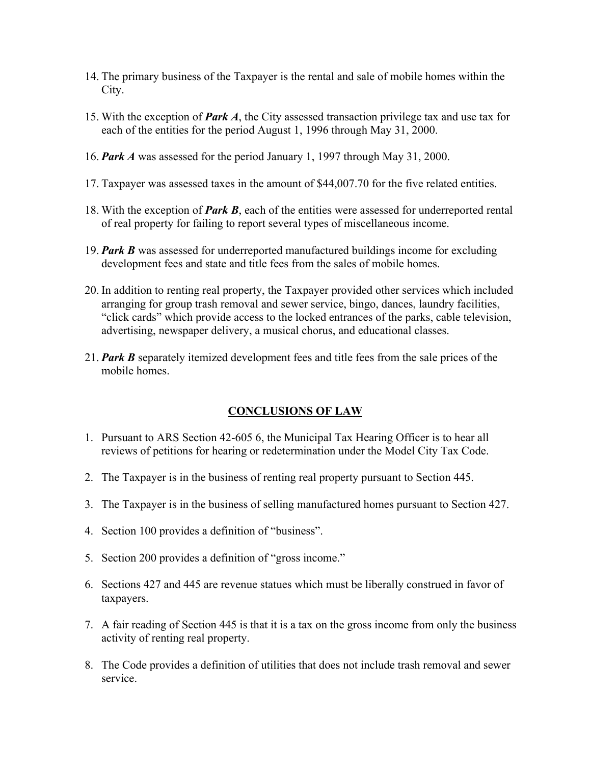14. The primary business of the Taxpayer is the rental and sale of mobile homes within the City.

15. With the exception of ***Park A***, the City assessed transaction privilege tax and use tax for each of the entities for the period August 1, 1996 through May 31, 2000.

16. ***Park A*** was assessed for the period January 1, 1997 through May 31, 2000.

17. Taxpayer was assessed taxes in the amount of $44,007.70 for the five related entities.

18. With the exception of ***Park B***, each of the entities were assessed for underreported rental of real property for failing to report several types of miscellaneous income.

19. ***Park B*** was assessed for underreported manufactured buildings income for excluding development fees and state and title fees from the sales of mobile homes.

20. In addition to renting real property, the Taxpayer provided other services which included arranging for group trash removal and sewer service, bingo, dances, laundry facilities, "click cards" which provide access to the locked entrances of the parks, cable television, advertising, newspaper delivery, a musical chorus, and educational classes.

21. ***Park B*** separately itemized development fees and title fees from the sale prices of the mobile homes.

## CONCLUSIONS OF LAW

1. Pursuant to ARS Section 42-605 6, the Municipal Tax Hearing Officer is to hear all reviews of petitions for hearing or redetermination under the Model City Tax Code.

2. The Taxpayer is in the business of renting real property pursuant to Section 445.

3. The Taxpayer is in the business of selling manufactured homes pursuant to Section 427.

4. Section 100 provides a definition of "business".

5. Section 200 provides a definition of "gross income."

6. Sections 427 and 445 are revenue statues which must be liberally construed in favor of taxpayers.

7. A fair reading of Section 445 is that it is a tax on the gross income from only the business activity of renting real property.

8. The Code provides a definition of utilities that does not include trash removal and sewer service.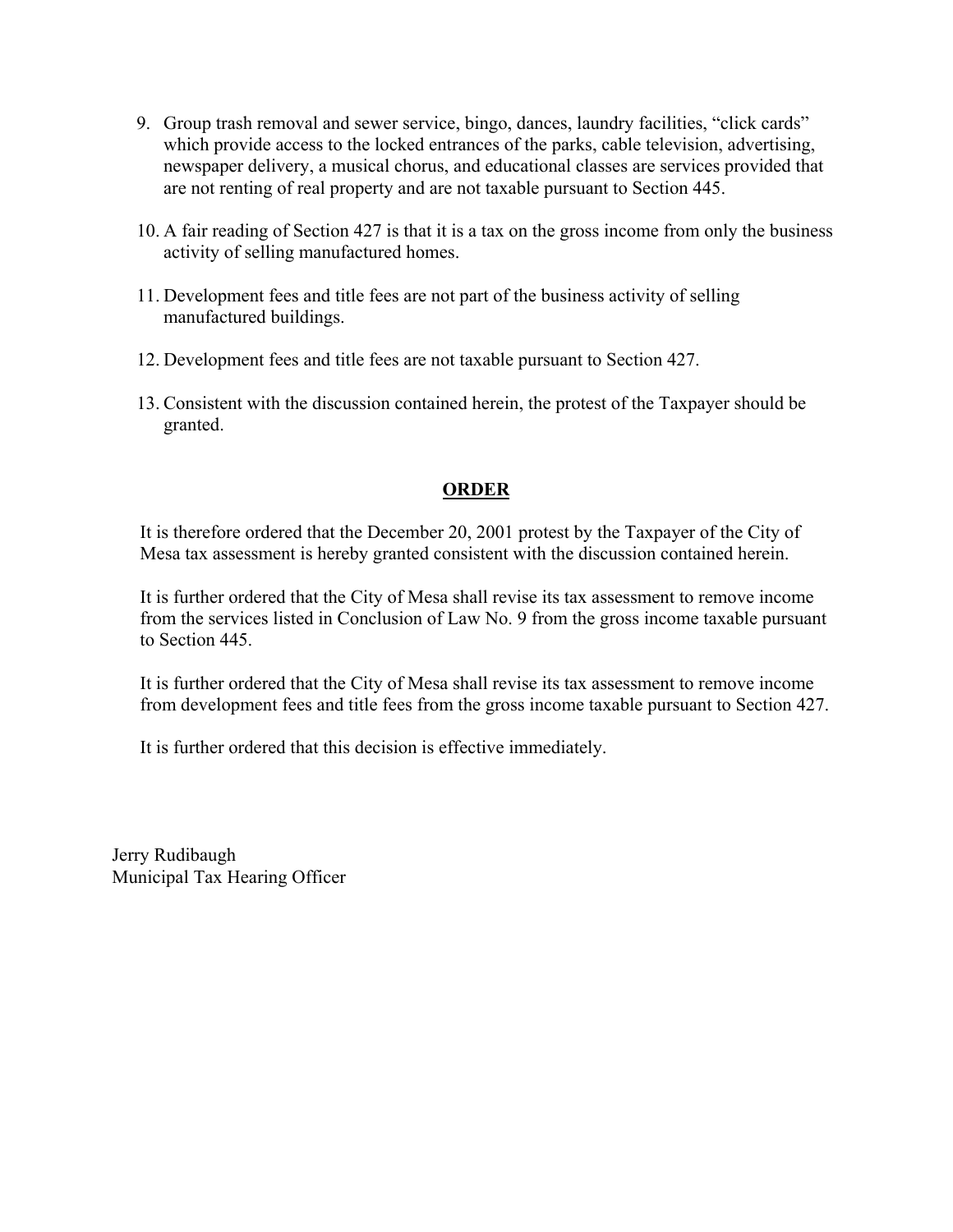9. Group trash removal and sewer service, bingo, dances, laundry facilities, "click cards" which provide access to the locked entrances of the parks, cable television, advertising, newspaper delivery, a musical chorus, and educational classes are services provided that are not renting of real property and are not taxable pursuant to Section 445.

10. A fair reading of Section 427 is that it is a tax on the gross income from only the business activity of selling manufactured homes.

11. Development fees and title fees are not part of the business activity of selling manufactured buildings.

12. Development fees and title fees are not taxable pursuant to Section 427.

13. Consistent with the discussion contained herein, the protest of the Taxpayer should be granted.

## ORDER

It is therefore ordered that the December 20, 2001 protest by the Taxpayer of the City of Mesa tax assessment is hereby granted consistent with the discussion contained herein.

It is further ordered that the City of Mesa shall revise its tax assessment to remove income from the services listed in Conclusion of Law No. 9 from the gross income taxable pursuant to Section 445.

It is further ordered that the City of Mesa shall revise its tax assessment to remove income from development fees and title fees from the gross income taxable pursuant to Section 427.

It is further ordered that this decision is effective immediately.

Jerry Rudibaugh
Municipal Tax Hearing Officer